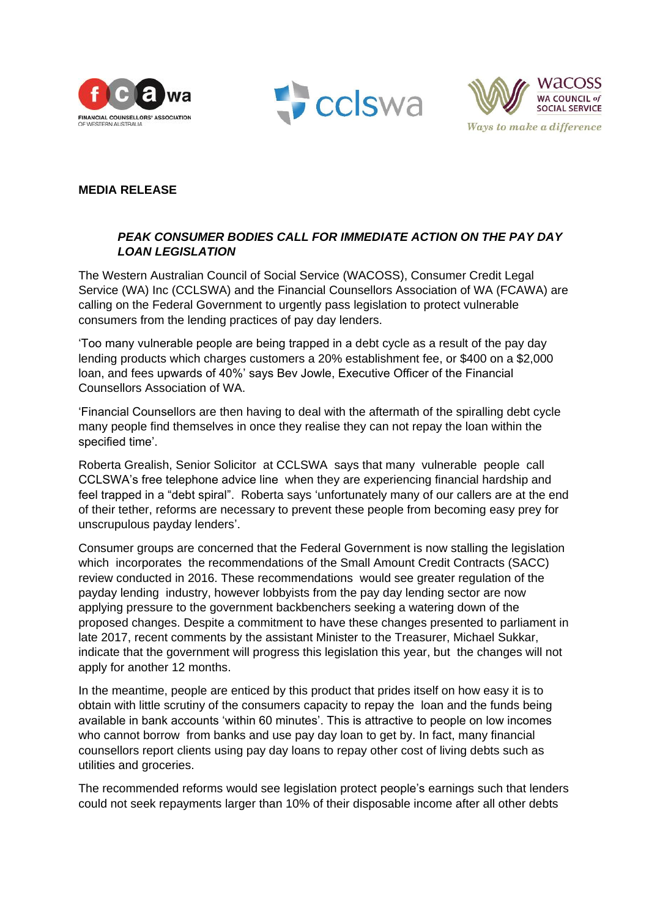**MEDIA RELEASE**

***PEAK CONSUMER BODIES CALL FOR IMMEDIATE ACTION ON THE PAY DAY LOAN LEGISLATION***

The Western Australian Council of Social Service (WACOSS), Consumer Credit Legal Service (WA) Inc (CCLSWA) and the Financial Counsellors Association of WA (FCAWA) are calling on the Federal Government to urgently pass legislation to protect vulnerable consumers from the lending practices of pay day lenders.

'Too many vulnerable people are being trapped in a debt cycle as a result of the pay day lending products which charges customers a 20% establishment fee, or $400 on a $2,000 loan, and fees upwards of 40%' says Bev Jowle, Executive Officer of the Financial Counsellors Association of WA.

'Financial Counsellors are then having to deal with the aftermath of the spiralling debt cycle many people find themselves in once they realise they can not repay the loan within the specified time'.

Roberta Grealish, Senior Solicitor at CCLSWA says that many vulnerable people call CCLSWA's free telephone advice line when they are experiencing financial hardship and feel trapped in a "debt spiral". Roberta says 'unfortunately many of our callers are at the end of their tether, reforms are necessary to prevent these people from becoming easy prey for unscrupulous payday lenders'.

Consumer groups are concerned that the Federal Government is now stalling the legislation which incorporates the recommendations of the Small Amount Credit Contracts (SACC) review conducted in 2016. These recommendations would see greater regulation of the payday lending industry, however lobbyists from the pay day lending sector are now applying pressure to the government backbenchers seeking a watering down of the proposed changes. Despite a commitment to have these changes presented to parliament in late 2017, recent comments by the assistant Minister to the Treasurer, Michael Sukkar, indicate that the government will progress this legislation this year, but the changes will not apply for another 12 months.

In the meantime, people are enticed by this product that prides itself on how easy it is to obtain with little scrutiny of the consumers capacity to repay the loan and the funds being available in bank accounts 'within 60 minutes'. This is attractive to people on low incomes who cannot borrow from banks and use pay day loan to get by. In fact, many financial counsellors report clients using pay day loans to repay other cost of living debts such as utilities and groceries.

The recommended reforms would see legislation protect people's earnings such that lenders could not seek repayments larger than 10% of their disposable income after all other debts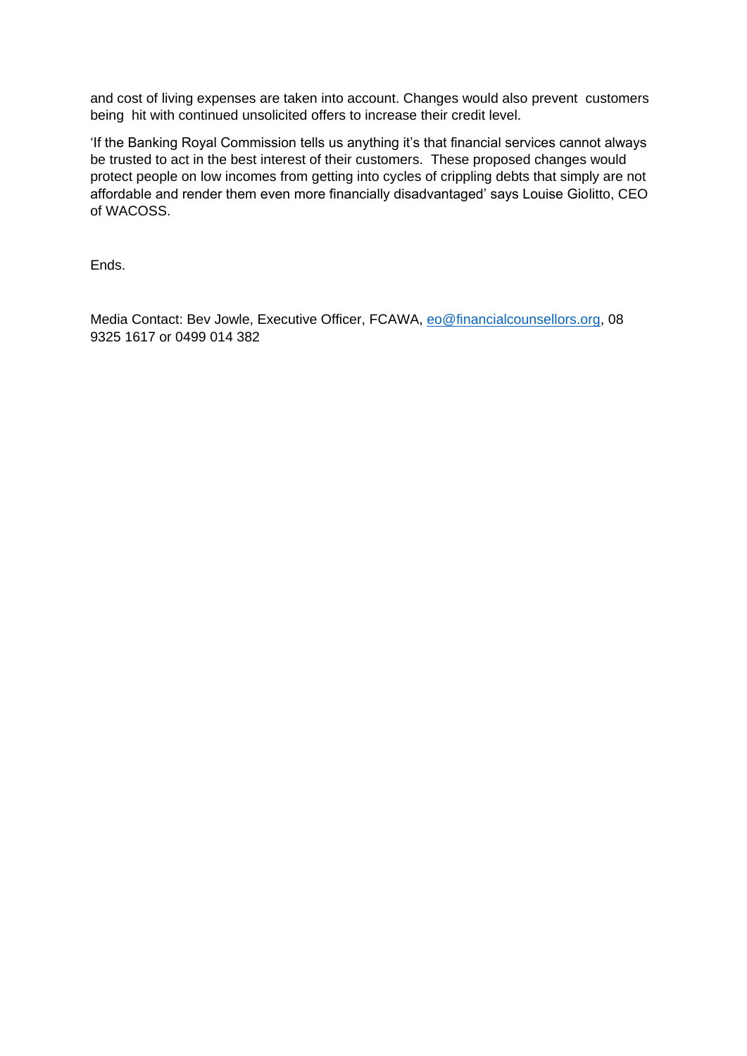and cost of living expenses are taken into account. Changes would also prevent customers being hit with continued unsolicited offers to increase their credit level.

'If the Banking Royal Commission tells us anything it's that financial services cannot always be trusted to act in the best interest of their customers. These proposed changes would protect people on low incomes from getting into cycles of crippling debts that simply are not affordable and render them even more financially disadvantaged' says Louise Giolitto, CEO of WACOSS.

Ends.

Media Contact: Bev Jowle, Executive Officer, FCAWA, eo@financialcounsellors.org, 08 9325 1617 or 0499 014 382